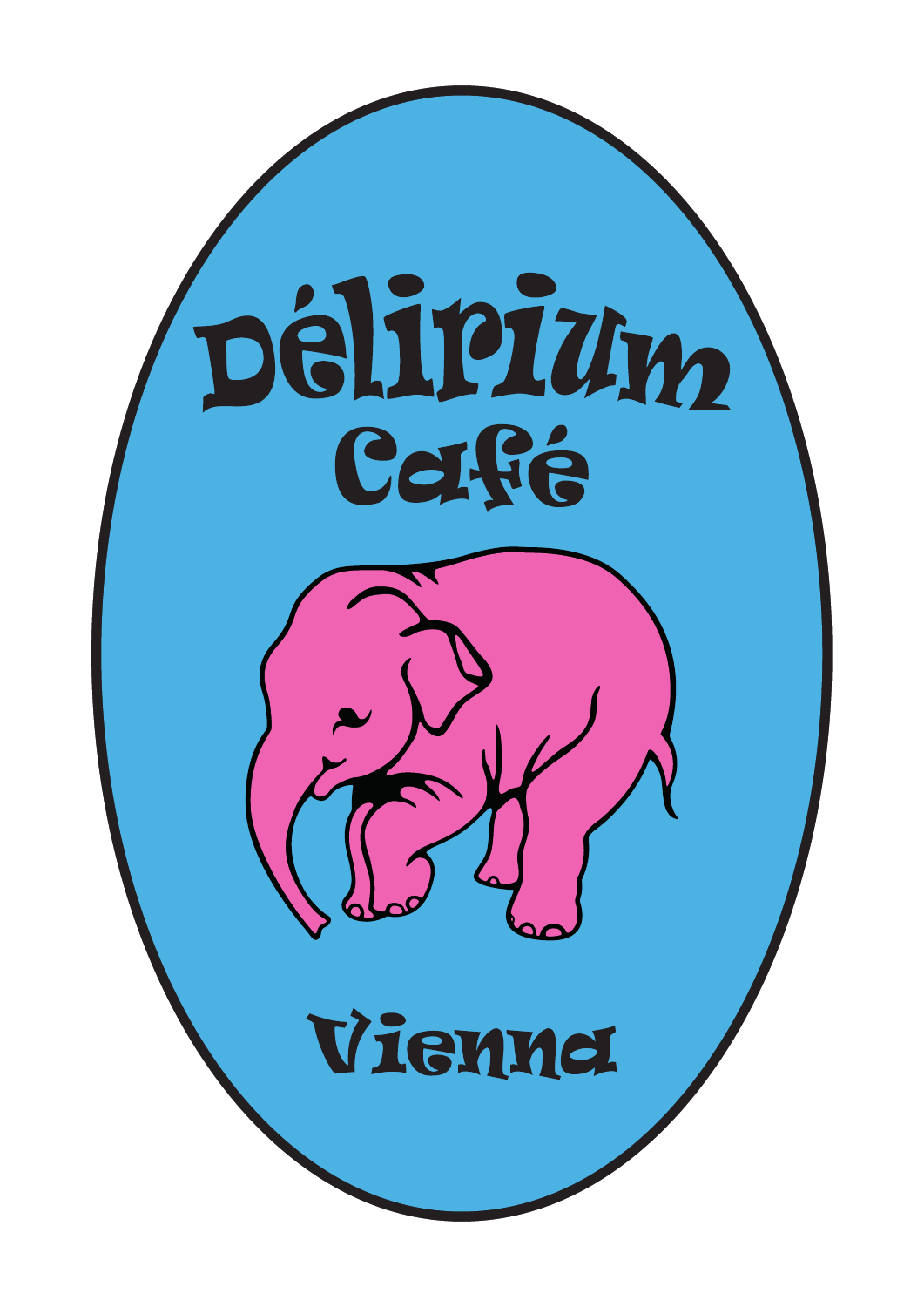# Délirium Café

## Vienna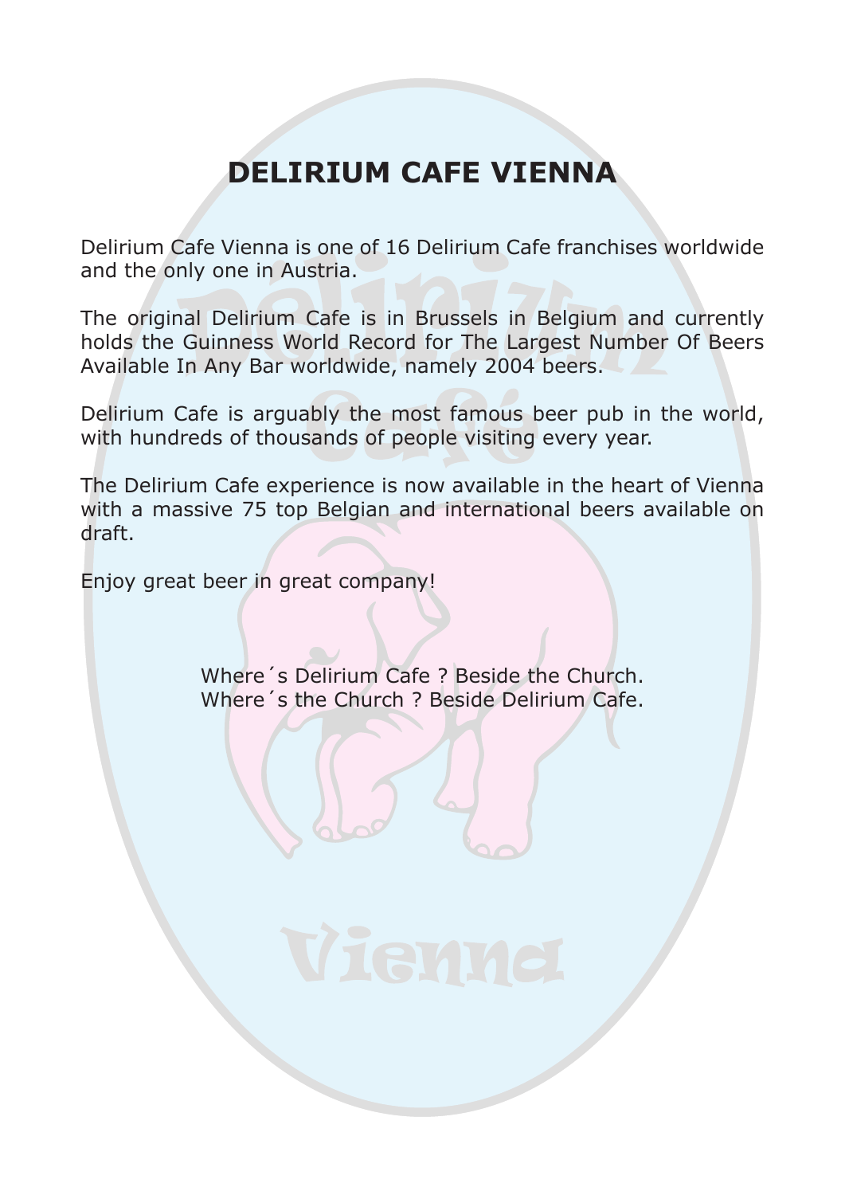# DELIRIUM CAFE VIENNA

Delirium Cafe Vienna is one of 16 Delirium Cafe franchises worldwide and the only one in Austria.

The original Delirium Cafe is in Brussels in Belgium and currently holds the Guinness World Record for The Largest Number Of Beers Available In Any Bar worldwide, namely 2004 beers.

Delirium Cafe is arguably the most famous beer pub in the world, with hundreds of thousands of people visiting every year.

The Delirium Cafe experience is now available in the heart of Vienna with a massive 75 top Belgian and international beers available on draft.

Enjoy great beer in great company!

Where´s Delirium Cafe ? Beside the Church.
Where´s the Church ? Beside Delirium Cafe.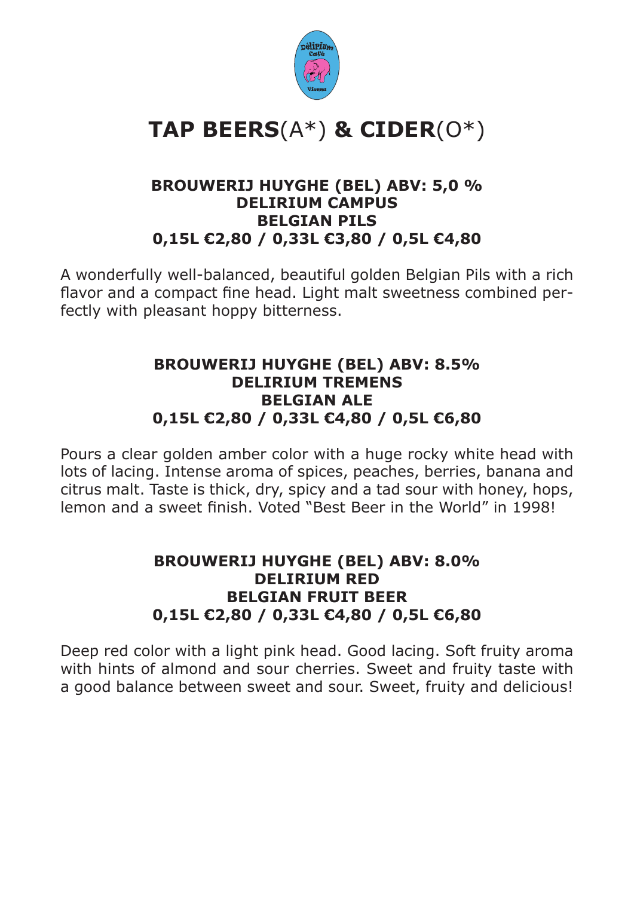# **TAP BEERS**(A*) **& CIDER**(O*)

**BROUWERIJ HUYGHE (BEL) ABV: 5,0 %**
**DELIRIUM CAMPUS**
**BELGIAN PILS**
**0,15L €2,80 / 0,33L €3,80 / 0,5L €4,80**

A wonderfully well-balanced, beautiful golden Belgian Pils with a rich flavor and a compact fine head. Light malt sweetness combined perfectly with pleasant hoppy bitterness.

**BROUWERIJ HUYGHE (BEL) ABV: 8.5%**
**DELIRIUM TREMENS**
**BELGIAN ALE**
**0,15L €2,80 / 0,33L €4,80 / 0,5L €6,80**

Pours a clear golden amber color with a huge rocky white head with lots of lacing. Intense aroma of spices, peaches, berries, banana and citrus malt. Taste is thick, dry, spicy and a tad sour with honey, hops, lemon and a sweet finish. Voted "Best Beer in the World" in 1998!

**BROUWERIJ HUYGHE (BEL) ABV: 8.0%**
**DELIRIUM RED**
**BELGIAN FRUIT BEER**
**0,15L €2,80 / 0,33L €4,80 / 0,5L €6,80**

Deep red color with a light pink head. Good lacing. Soft fruity aroma with hints of almond and sour cherries. Sweet and fruity taste with a good balance between sweet and sour. Sweet, fruity and delicious!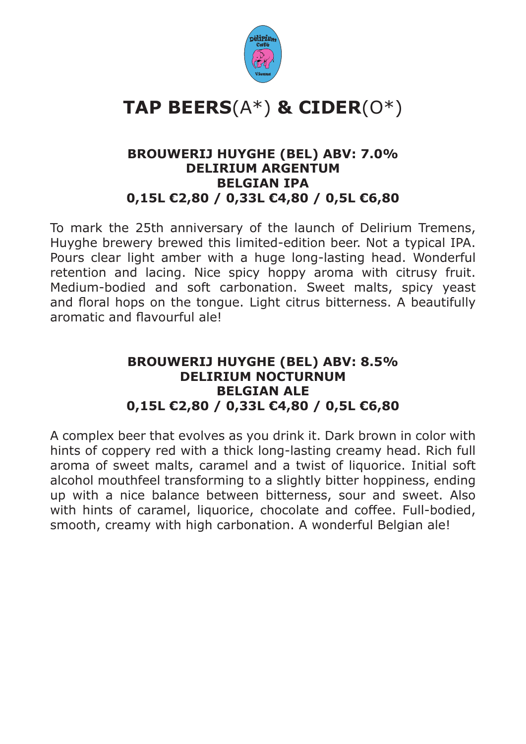# **TAP BEERS**(A*) **& CIDER**(O*)

**BROUWERIJ HUYGHE (BEL) ABV: 7.0%**
**DELIRIUM ARGENTUM**
**BELGIAN IPA**
**0,15L €2,80 / 0,33L €4,80 / 0,5L €6,80**

To mark the 25th anniversary of the launch of Delirium Tremens, Huyghe brewery brewed this limited-edition beer. Not a typical IPA. Pours clear light amber with a huge long-lasting head. Wonderful retention and lacing. Nice spicy hoppy aroma with citrusy fruit. Medium-bodied and soft carbonation. Sweet malts, spicy yeast and floral hops on the tongue. Light citrus bitterness. A beautifully aromatic and flavourful ale!

**BROUWERIJ HUYGHE (BEL) ABV: 8.5%**
**DELIRIUM NOCTURNUM**
**BELGIAN ALE**
**0,15L €2,80 / 0,33L €4,80 / 0,5L €6,80**

A complex beer that evolves as you drink it. Dark brown in color with hints of coppery red with a thick long-lasting creamy head. Rich full aroma of sweet malts, caramel and a twist of liquorice. Initial soft alcohol mouthfeel transforming to a slightly bitter hoppiness, ending up with a nice balance between bitterness, sour and sweet. Also with hints of caramel, liquorice, chocolate and coffee. Full-bodied, smooth, creamy with high carbonation. A wonderful Belgian ale!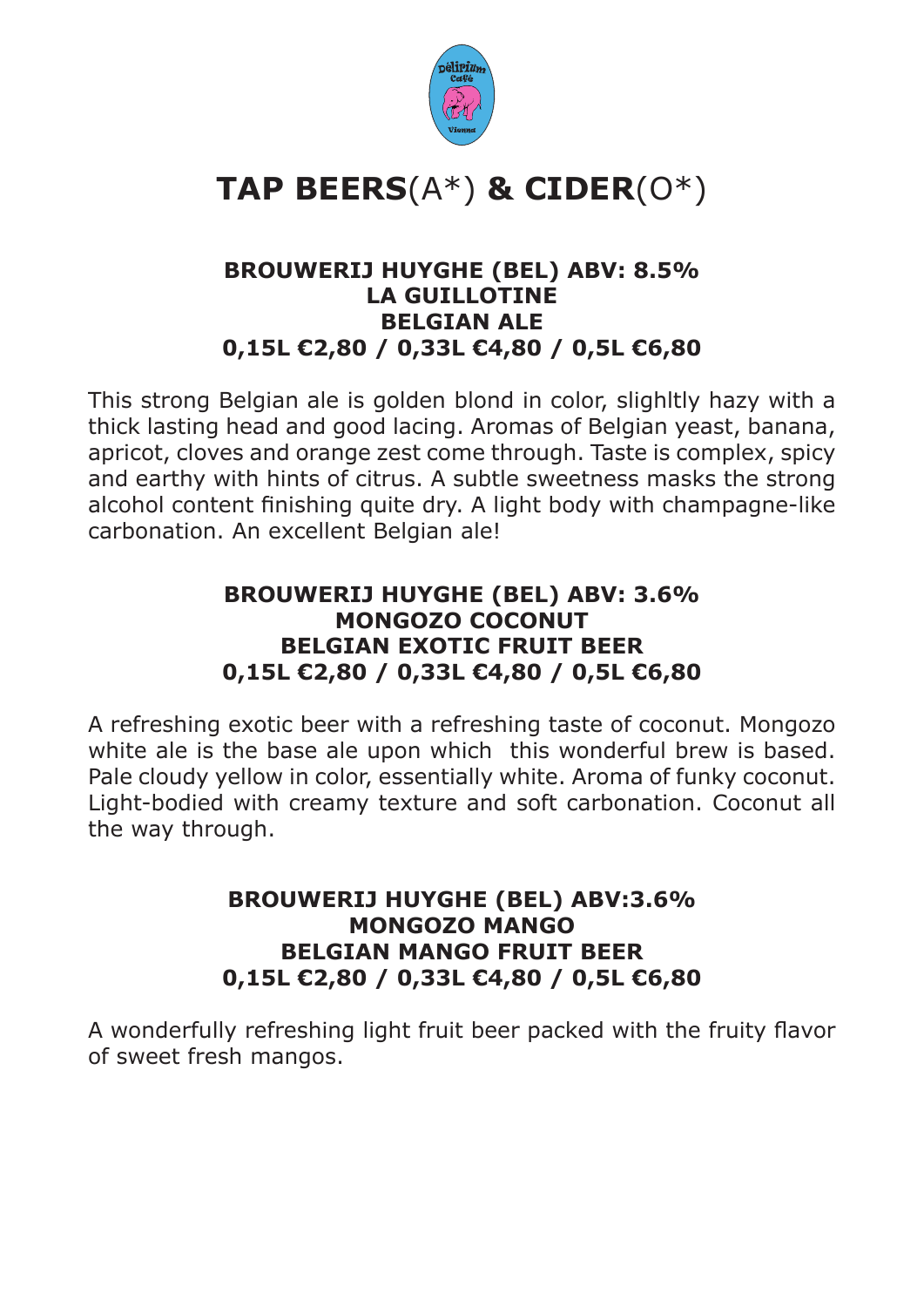# **TAP BEERS**(A*) **& CIDER**(O*)

**BROUWERIJ HUYGHE (BEL) ABV: 8.5%**
**LA GUILLOTINE**
**BELGIAN ALE**
**0,15L €2,80 / 0,33L €4,80 / 0,5L €6,80**

This strong Belgian ale is golden blond in color, slighltly hazy with a thick lasting head and good lacing. Aromas of Belgian yeast, banana, apricot, cloves and orange zest come through. Taste is complex, spicy and earthy with hints of citrus. A subtle sweetness masks the strong alcohol content finishing quite dry. A light body with champagne-like carbonation. An excellent Belgian ale!

**BROUWERIJ HUYGHE (BEL) ABV: 3.6%**
**MONGOZO COCONUT**
**BELGIAN EXOTIC FRUIT BEER**
**0,15L €2,80 / 0,33L €4,80 / 0,5L €6,80**

A refreshing exotic beer with a refreshing taste of coconut. Mongozo white ale is the base ale upon which this wonderful brew is based. Pale cloudy yellow in color, essentially white. Aroma of funky coconut. Light-bodied with creamy texture and soft carbonation. Coconut all the way through.

**BROUWERIJ HUYGHE (BEL) ABV:3.6%**
**MONGOZO MANGO**
**BELGIAN MANGO FRUIT BEER**
**0,15L €2,80 / 0,33L €4,80 / 0,5L €6,80**

A wonderfully refreshing light fruit beer packed with the fruity flavor of sweet fresh mangos.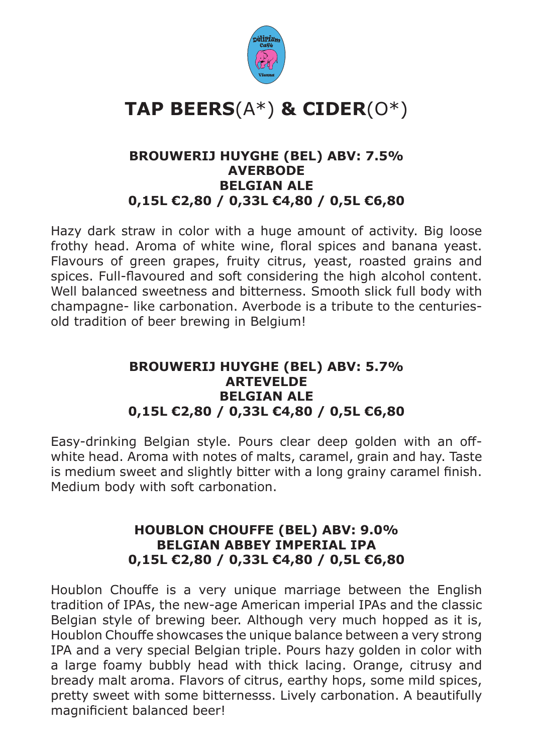# **TAP BEERS**(A*) **& CIDER**(O*)

**BROUWERIJ HUYGHE (BEL) ABV: 7.5%**
**AVERBODE**
**BELGIAN ALE**
**0,15L €2,80 / 0,33L €4,80 / 0,5L €6,80**

Hazy dark straw in color with a huge amount of activity. Big loose frothy head. Aroma of white wine, floral spices and banana yeast. Flavours of green grapes, fruity citrus, yeast, roasted grains and spices. Full-flavoured and soft considering the high alcohol content. Well balanced sweetness and bitterness. Smooth slick full body with champagne- like carbonation. Averbode is a tribute to the centuries-old tradition of beer brewing in Belgium!

**BROUWERIJ HUYGHE (BEL) ABV: 5.7%**
**ARTEVELDE**
**BELGIAN ALE**
**0,15L €2,80 / 0,33L €4,80 / 0,5L €6,80**

Easy-drinking Belgian style. Pours clear deep golden with an off-white head. Aroma with notes of malts, caramel, grain and hay. Taste is medium sweet and slightly bitter with a long grainy caramel finish. Medium body with soft carbonation.

**HOUBLON CHOUFFE (BEL) ABV: 9.0%**
**BELGIAN ABBEY IMPERIAL IPA**
**0,15L €2,80 / 0,33L €4,80 / 0,5L €6,80**

Houblon Chouffe is a very unique marriage between the English tradition of IPAs, the new-age American imperial IPAs and the classic Belgian style of brewing beer. Although very much hopped as it is, Houblon Chouffe showcases the unique balance between a very strong IPA and a very special Belgian triple. Pours hazy golden in color with a large foamy bubbly head with thick lacing. Orange, citrusy and bready malt aroma. Flavors of citrus, earthy hops, some mild spices, pretty sweet with some bitternesss. Lively carbonation. A beautifully magnificient balanced beer!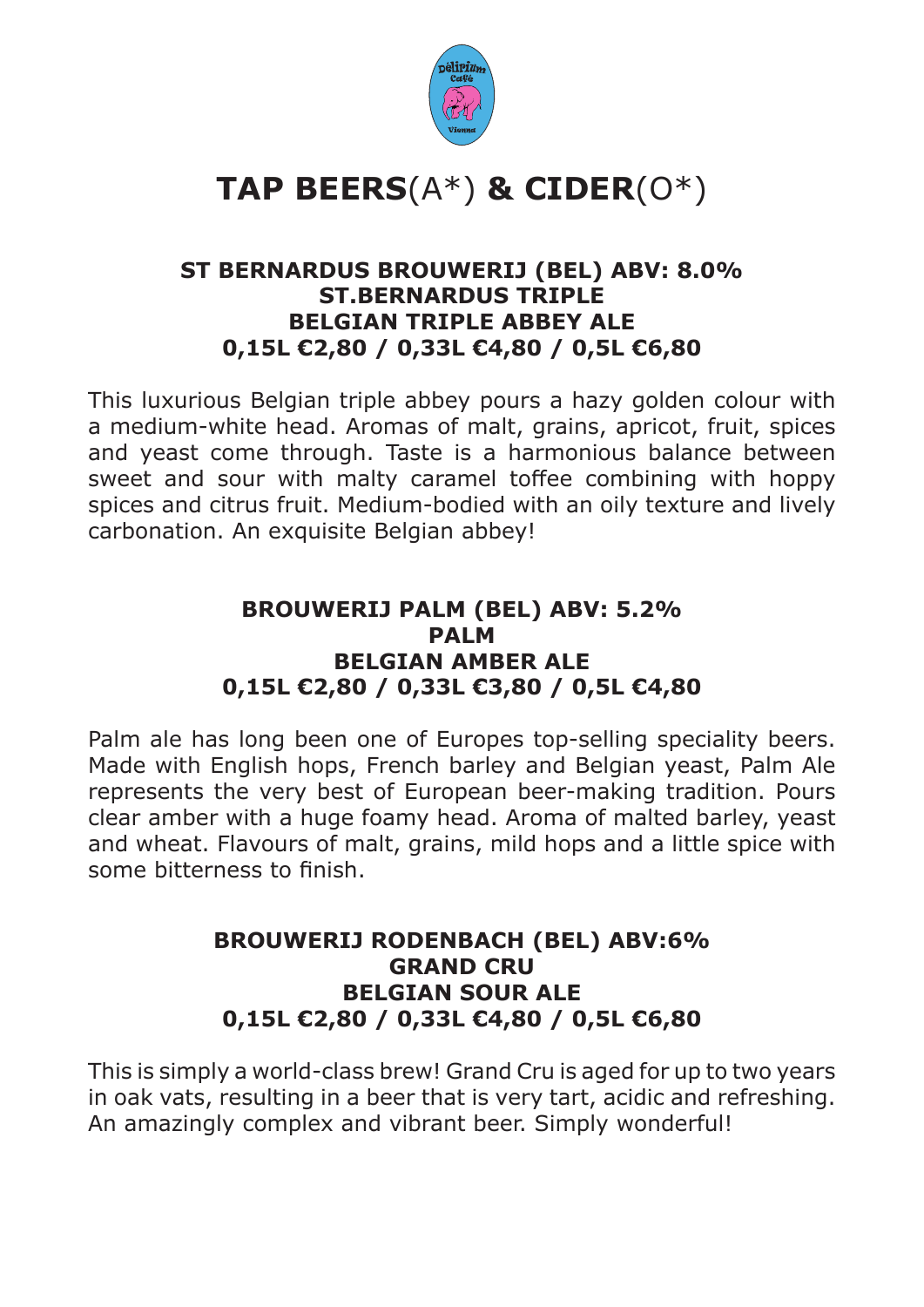# TAP BEERS(A*) & CIDER(O*)

**ST BERNARDUS BROUWERIJ (BEL) ABV: 8.0%**
**ST.BERNARDUS TRIPLE**
**BELGIAN TRIPLE ABBEY ALE**
**0,15L €2,80 / 0,33L €4,80 / 0,5L €6,80**

This luxurious Belgian triple abbey pours a hazy golden colour with a medium-white head. Aromas of malt, grains, apricot, fruit, spices and yeast come through. Taste is a harmonious balance between sweet and sour with malty caramel toffee combining with hoppy spices and citrus fruit. Medium-bodied with an oily texture and lively carbonation. An exquisite Belgian abbey!

**BROUWERIJ PALM (BEL) ABV: 5.2%**
**PALM**
**BELGIAN AMBER ALE**
**0,15L €2,80 / 0,33L €3,80 / 0,5L €4,80**

Palm ale has long been one of Europes top-selling speciality beers. Made with English hops, French barley and Belgian yeast, Palm Ale represents the very best of European beer-making tradition. Pours clear amber with a huge foamy head. Aroma of malted barley, yeast and wheat. Flavours of malt, grains, mild hops and a little spice with some bitterness to finish.

**BROUWERIJ RODENBACH (BEL) ABV:6%**
**GRAND CRU**
**BELGIAN SOUR ALE**
**0,15L €2,80 / 0,33L €4,80 / 0,5L €6,80**

This is simply a world-class brew! Grand Cru is aged for up to two years in oak vats, resulting in a beer that is very tart, acidic and refreshing. An amazingly complex and vibrant beer. Simply wonderful!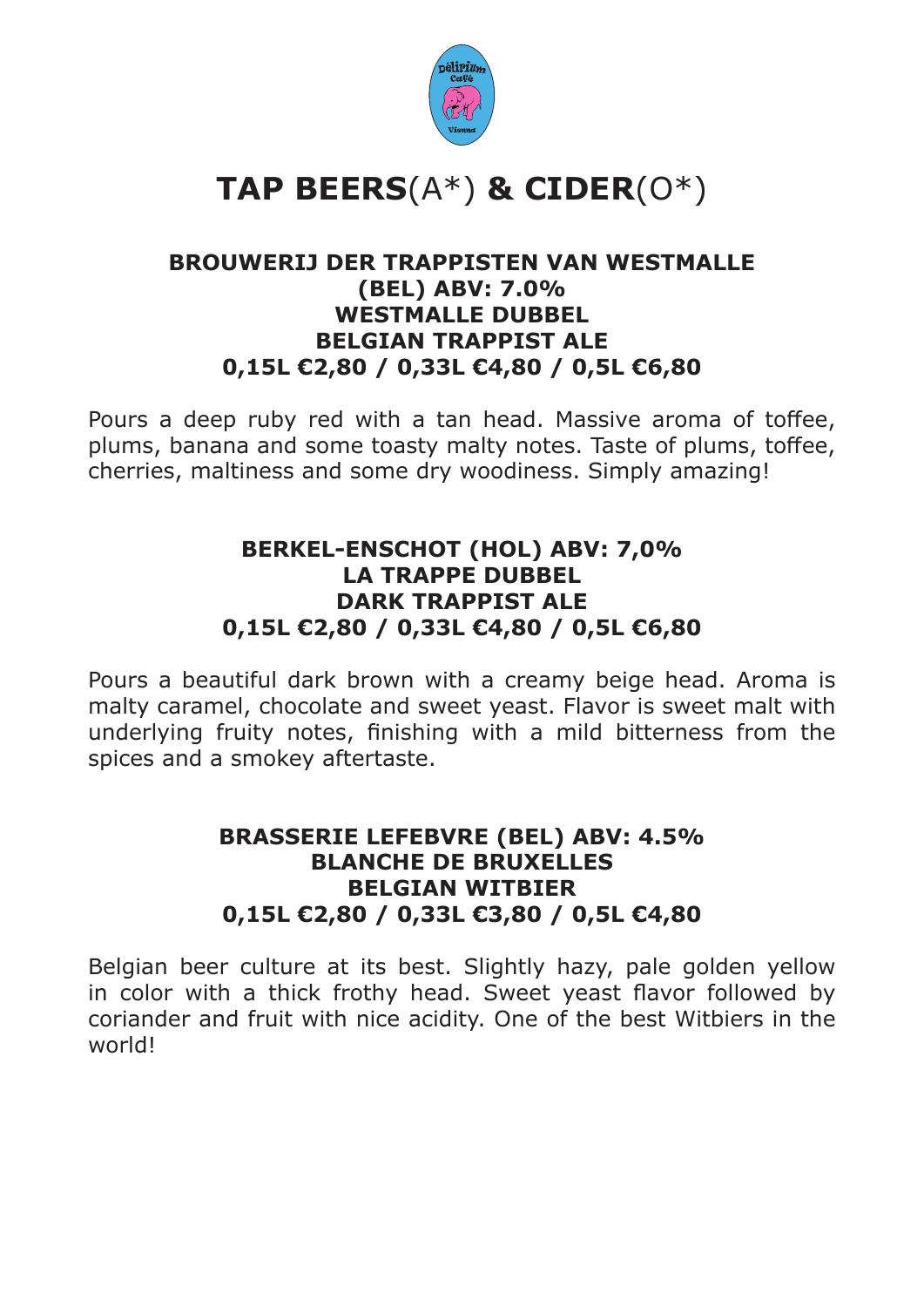# **TAP BEERS**(A*) **& CIDER**(O*)

**BROUWERIJ DER TRAPPISTEN VAN WESTMALLE (BEL) ABV: 7.0%**
**WESTMALLE DUBBEL**
**BELGIAN TRAPPIST ALE**
**0,15L €2,80 / 0,33L €4,80 / 0,5L €6,80**

Pours a deep ruby red with a tan head. Massive aroma of toffee, plums, banana and some toasty malty notes. Taste of plums, toffee, cherries, maltiness and some dry woodiness. Simply amazing!

**BERKEL-ENSCHOT (HOL) ABV: 7,0%**
**LA TRAPPE DUBBEL**
**DARK TRAPPIST ALE**
**0,15L €2,80 / 0,33L €4,80 / 0,5L €6,80**

Pours a beautiful dark brown with a creamy beige head. Aroma is malty caramel, chocolate and sweet yeast. Flavor is sweet malt with underlying fruity notes, finishing with a mild bitterness from the spices and a smokey aftertaste.

**BRASSERIE LEFEBVRE (BEL) ABV: 4.5%**
**BLANCHE DE BRUXELLES**
**BELGIAN WITBIER**
**0,15L €2,80 / 0,33L €3,80 / 0,5L €4,80**

Belgian beer culture at its best. Slightly hazy, pale golden yellow in color with a thick frothy head. Sweet yeast flavor followed by coriander and fruit with nice acidity. One of the best Witbiers in the world!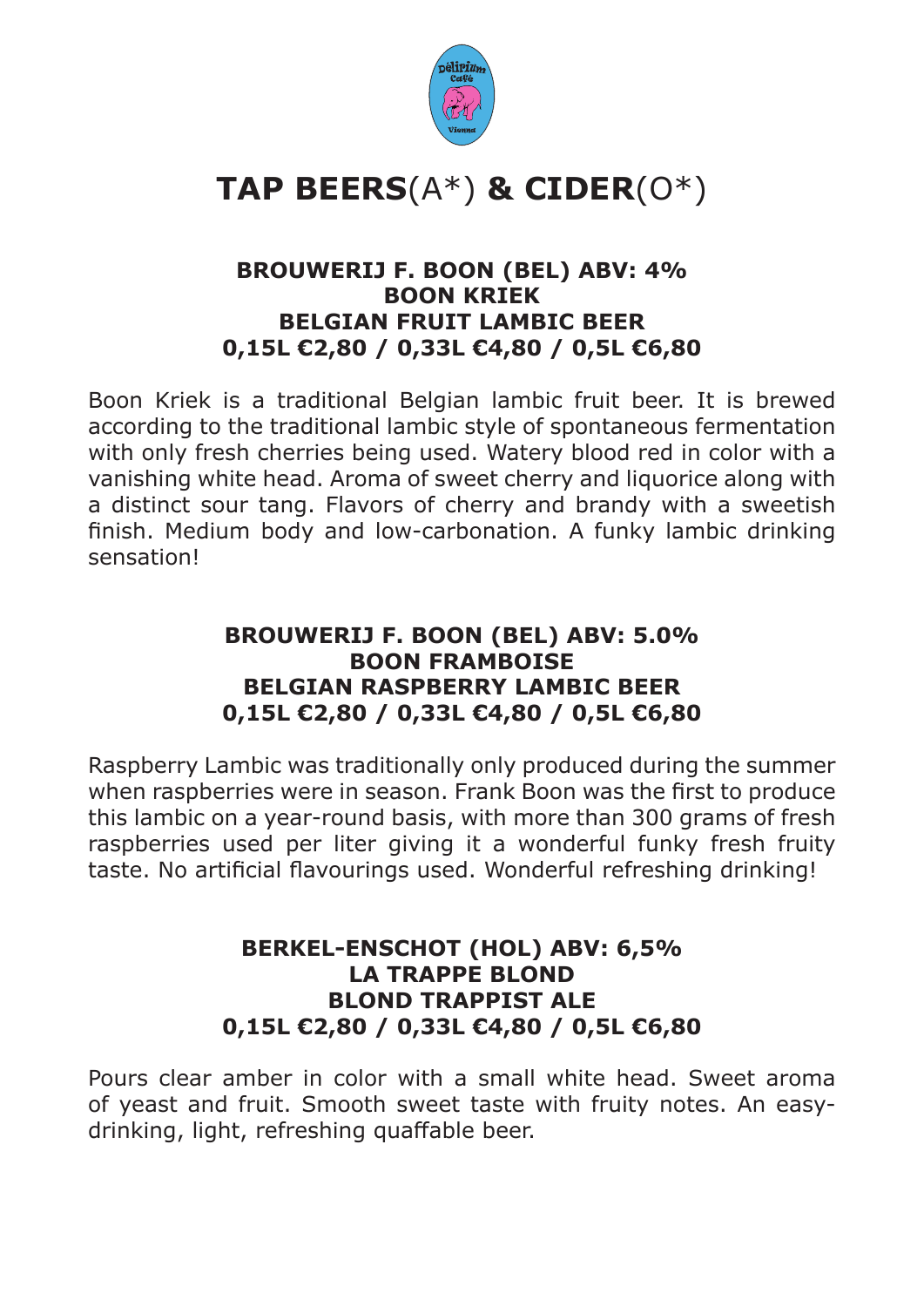# TAP BEERS(A*) & CIDER(O*)

**BROUWERIJ F. BOON (BEL) ABV: 4%**
**BOON KRIEK**
**BELGIAN FRUIT LAMBIC BEER**
**0,15L €2,80 / 0,33L €4,80 / 0,5L €6,80**

Boon Kriek is a traditional Belgian lambic fruit beer. It is brewed according to the traditional lambic style of spontaneous fermentation with only fresh cherries being used. Watery blood red in color with a vanishing white head. Aroma of sweet cherry and liquorice along with a distinct sour tang. Flavors of cherry and brandy with a sweetish finish. Medium body and low-carbonation. A funky lambic drinking sensation!

**BROUWERIJ F. BOON (BEL) ABV: 5.0%**
**BOON FRAMBOISE**
**BELGIAN RASPBERRY LAMBIC BEER**
**0,15L €2,80 / 0,33L €4,80 / 0,5L €6,80**

Raspberry Lambic was traditionally only produced during the summer when raspberries were in season. Frank Boon was the first to produce this lambic on a year-round basis, with more than 300 grams of fresh raspberries used per liter giving it a wonderful funky fresh fruity taste. No artificial flavourings used. Wonderful refreshing drinking!

**BERKEL-ENSCHOT (HOL) ABV: 6,5%**
**LA TRAPPE BLOND**
**BLOND TRAPPIST ALE**
**0,15L €2,80 / 0,33L €4,80 / 0,5L €6,80**

Pours clear amber in color with a small white head. Sweet aroma of yeast and fruit. Smooth sweet taste with fruity notes. An easy-drinking, light, refreshing quaffable beer.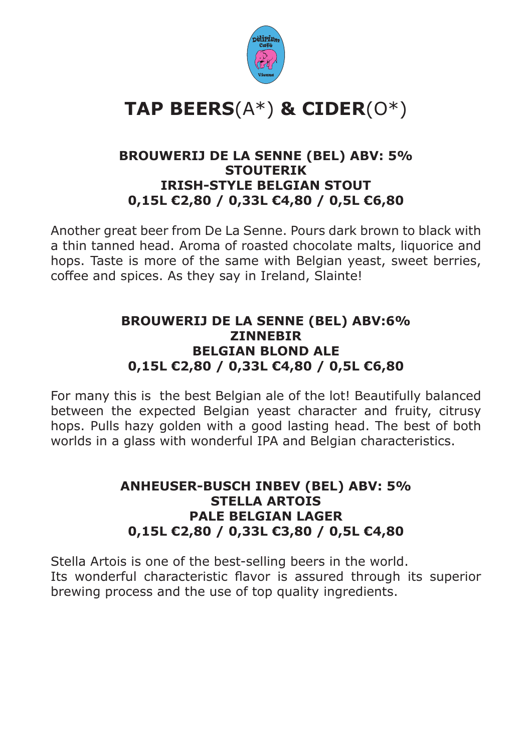# **TAP BEERS**(A*) **& CIDER**(O*)

**BROUWERIJ DE LA SENNE (BEL) ABV: 5%**
**STOUTERIK**
**IRISH-STYLE BELGIAN STOUT**
**0,15L €2,80 / 0,33L €4,80 / 0,5L €6,80**

Another great beer from De La Senne. Pours dark brown to black with a thin tanned head. Aroma of roasted chocolate malts, liquorice and hops. Taste is more of the same with Belgian yeast, sweet berries, coffee and spices. As they say in Ireland, Slainte!

**BROUWERIJ DE LA SENNE (BEL) ABV:6%**
**ZINNEBIR**
**BELGIAN BLOND ALE**
**0,15L €2,80 / 0,33L €4,80 / 0,5L €6,80**

For many this is the best Belgian ale of the lot! Beautifully balanced between the expected Belgian yeast character and fruity, citrusy hops. Pulls hazy golden with a good lasting head. The best of both worlds in a glass with wonderful IPA and Belgian characteristics.

**ANHEUSER-BUSCH INBEV (BEL) ABV: 5%**
**STELLA ARTOIS**
**PALE BELGIAN LAGER**
**0,15L €2,80 / 0,33L €3,80 / 0,5L €4,80**

Stella Artois is one of the best-selling beers in the world.
Its wonderful characteristic flavor is assured through its superior brewing process and the use of top quality ingredients.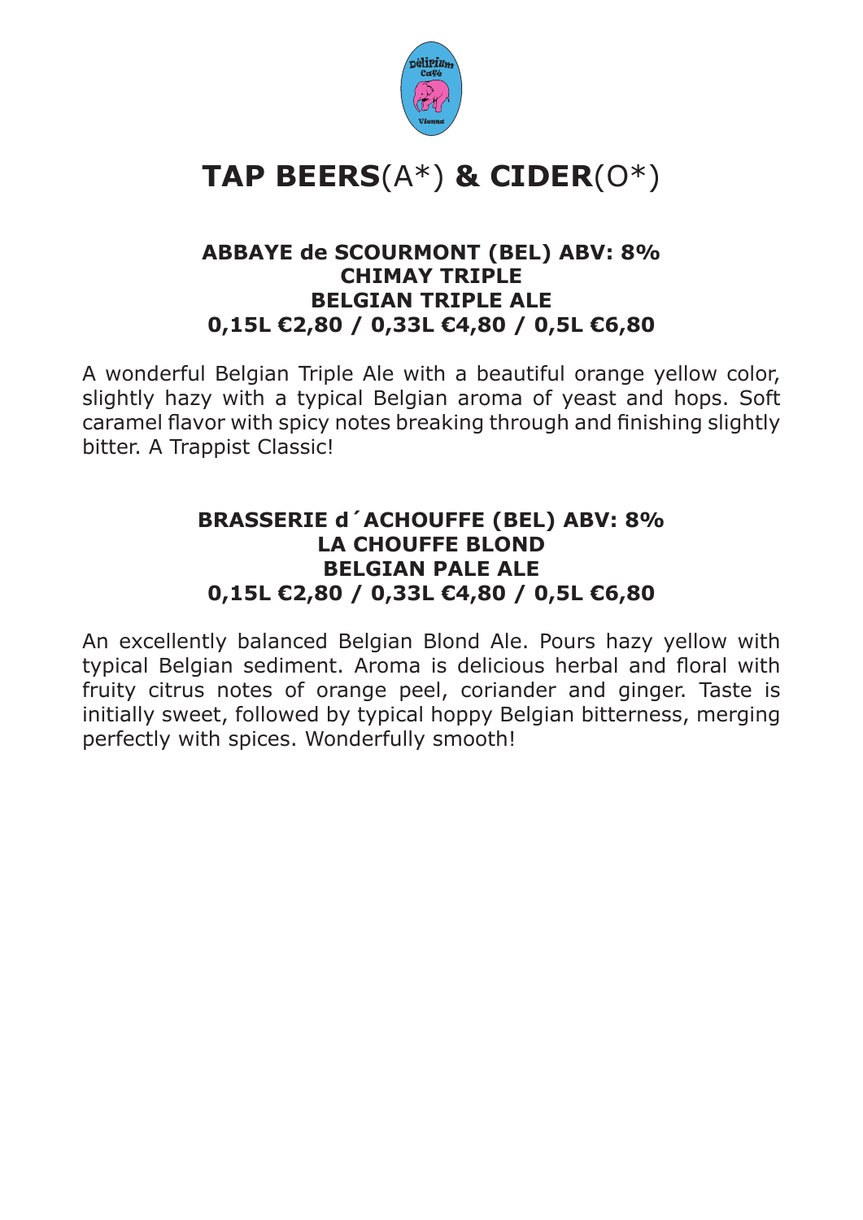# **TAP BEERS**(A*) **& CIDER**(O*)

**ABBAYE de SCOURMONT (BEL) ABV: 8%**
**CHIMAY TRIPLE**
**BELGIAN TRIPLE ALE**
**0,15L €2,80 / 0,33L €4,80 / 0,5L €6,80**

A wonderful Belgian Triple Ale with a beautiful orange yellow color, slightly hazy with a typical Belgian aroma of yeast and hops. Soft caramel flavor with spicy notes breaking through and finishing slightly bitter. A Trappist Classic!

**BRASSERIE d´ACHOUFFE (BEL) ABV: 8%**
**LA CHOUFFE BLOND**
**BELGIAN PALE ALE**
**0,15L €2,80 / 0,33L €4,80 / 0,5L €6,80**

An excellently balanced Belgian Blond Ale. Pours hazy yellow with typical Belgian sediment. Aroma is delicious herbal and floral with fruity citrus notes of orange peel, coriander and ginger. Taste is initially sweet, followed by typical hoppy Belgian bitterness, merging perfectly with spices. Wonderfully smooth!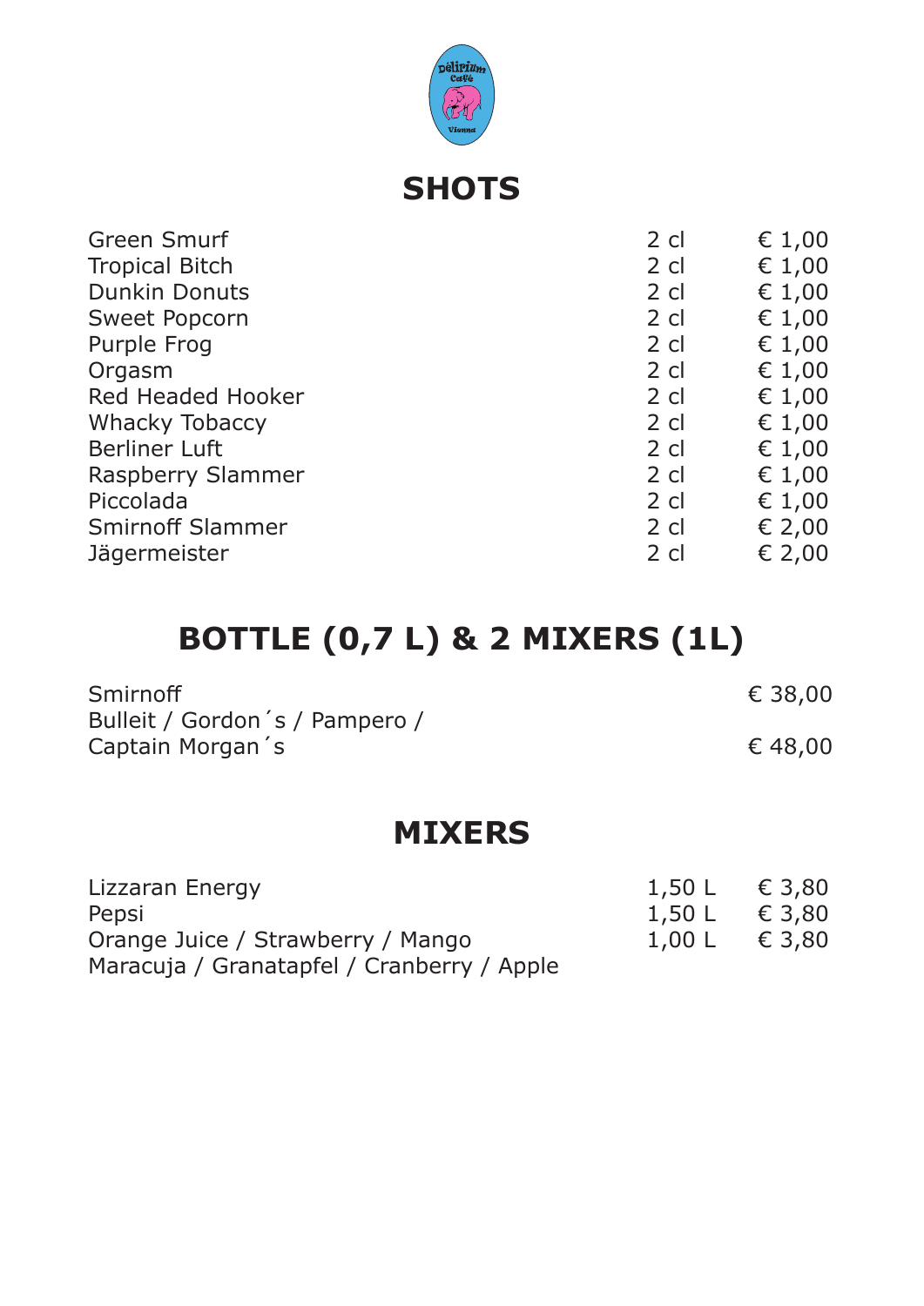## SHOTS

| | | |
|---|---|---|
| Green Smurf | 2 cl | € 1,00 |
| Tropical Bitch | 2 cl | € 1,00 |
| Dunkin Donuts | 2 cl | € 1,00 |
| Sweet Popcorn | 2 cl | € 1,00 |
| Purple Frog | 2 cl | € 1,00 |
| Orgasm | 2 cl | € 1,00 |
| Red Headed Hooker | 2 cl | € 1,00 |
| Whacky Tobaccy | 2 cl | € 1,00 |
| Berliner Luft | 2 cl | € 1,00 |
| Raspberry Slammer | 2 cl | € 1,00 |
| Piccolada | 2 cl | € 1,00 |
| Smirnoff Slammer | 2 cl | € 2,00 |
| Jägermeister | 2 cl | € 2,00 |

## BOTTLE (0,7 L) & 2 MIXERS (1L)

| | |
|---|---|
| Smirnoff | € 38,00 |
| Bulleit / Gordon´s / Pampero / Captain Morgan´s | € 48,00 |

## MIXERS

| | | |
|---|---|---|
| Lizzaran Energy | 1,50 L | € 3,80 |
| Pepsi | 1,50 L | € 3,80 |
| Orange Juice / Strawberry / Mango Maracuja / Granatapfel / Cranberry / Apple | 1,00 L | € 3,80 |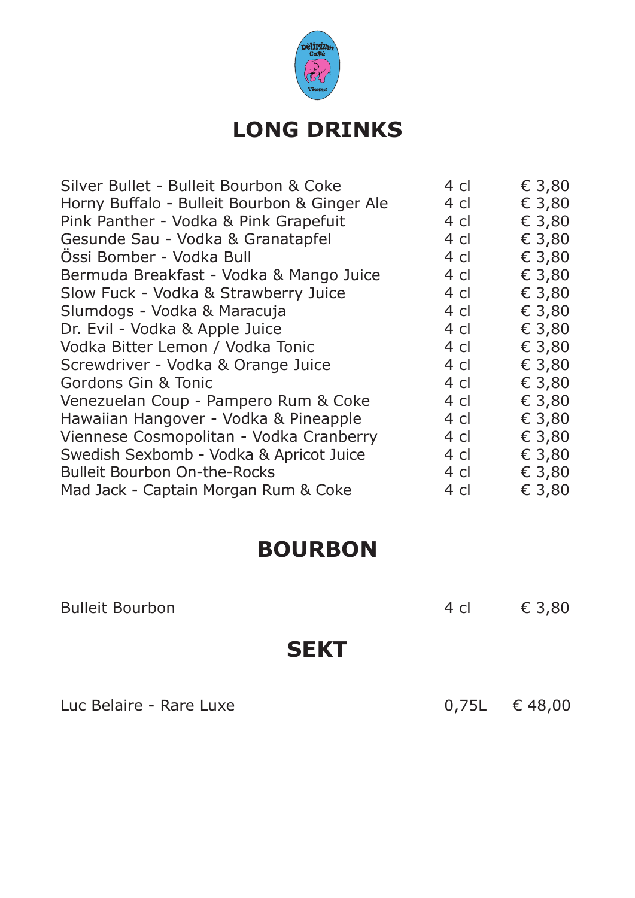## LONG DRINKS

| | | |
|---|---|---|
| Silver Bullet - Bulleit Bourbon & Coke | 4 cl | € 3,80 |
| Horny Buffalo - Bulleit Bourbon & Ginger Ale | 4 cl | € 3,80 |
| Pink Panther - Vodka & Pink Grapefuit | 4 cl | € 3,80 |
| Gesunde Sau - Vodka & Granatapfel | 4 cl | € 3,80 |
| Össi Bomber - Vodka Bull | 4 cl | € 3,80 |
| Bermuda Breakfast - Vodka & Mango Juice | 4 cl | € 3,80 |
| Slow Fuck - Vodka & Strawberry Juice | 4 cl | € 3,80 |
| Slumdogs - Vodka & Maracuja | 4 cl | € 3,80 |
| Dr. Evil - Vodka & Apple Juice | 4 cl | € 3,80 |
| Vodka Bitter Lemon / Vodka Tonic | 4 cl | € 3,80 |
| Screwdriver - Vodka & Orange Juice | 4 cl | € 3,80 |
| Gordons Gin & Tonic | 4 cl | € 3,80 |
| Venezuelan Coup - Pampero Rum & Coke | 4 cl | € 3,80 |
| Hawaiian Hangover - Vodka & Pineapple | 4 cl | € 3,80 |
| Viennese Cosmopolitan - Vodka Cranberry | 4 cl | € 3,80 |
| Swedish Sexbomb - Vodka & Apricot Juice | 4 cl | € 3,80 |
| Bulleit Bourbon On-the-Rocks | 4 cl | € 3,80 |
| Mad Jack - Captain Morgan Rum & Coke | 4 cl | € 3,80 |

## BOURBON

| | | |
|---|---|---|
| Bulleit Bourbon | 4 cl | € 3,80 |

## SEKT

| | | |
|---|---|---|
| Luc Belaire - Rare Luxe | 0,75L | € 48,00 |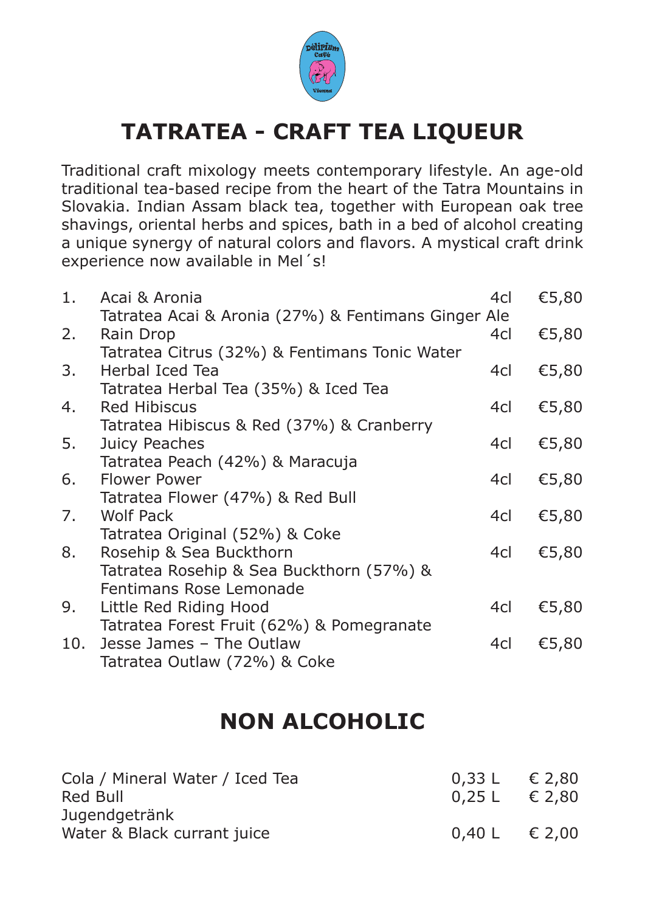# TATRATEA - CRAFT TEA LIQUEUR

Traditional craft mixology meets contemporary lifestyle. An age-old traditional tea-based recipe from the heart of the Tatra Mountains in Slovakia. Indian Assam black tea, together with European oak tree shavings, oriental herbs and spices, bath in a bed of alcohol creating a unique synergy of natural colors and flavors. A mystical craft drink experience now available in Mel´s!

| | | | |
|---|---|---|---|
| 1. | Acai & Aronia<br>Tatratea Acai & Aronia (27%) & Fentimans Ginger Ale | 4cl | €5,80 |
| 2. | Rain Drop<br>Tatratea Citrus (32%) & Fentimans Tonic Water | 4cl | €5,80 |
| 3. | Herbal Iced Tea<br>Tatratea Herbal Tea (35%) & Iced Tea | 4cl | €5,80 |
| 4. | Red Hibiscus<br>Tatratea Hibiscus & Red (37%) & Cranberry | 4cl | €5,80 |
| 5. | Juicy Peaches<br>Tatratea Peach (42%) & Maracuja | 4cl | €5,80 |
| 6. | Flower Power<br>Tatratea Flower (47%) & Red Bull | 4cl | €5,80 |
| 7. | Wolf Pack<br>Tatratea Original (52%) & Coke | 4cl | €5,80 |
| 8. | Rosehip & Sea Buckthorn<br>Tatratea Rosehip & Sea Buckthorn (57%) & Fentimans Rose Lemonade | 4cl | €5,80 |
| 9. | Little Red Riding Hood<br>Tatratea Forest Fruit (62%) & Pomegranate | 4cl | €5,80 |
| 10. | Jesse James – The Outlaw<br>Tatratea Outlaw (72%) & Coke | 4cl | €5,80 |

# NON ALCOHOLIC

| | | |
|---|---|---|
| Cola / Mineral Water / Iced Tea | 0,33 L | € 2,80 |
| Red Bull | 0,25 L | € 2,80 |
| Jugendgetränk<br>Water & Black currant juice | 0,40 L | € 2,00 |